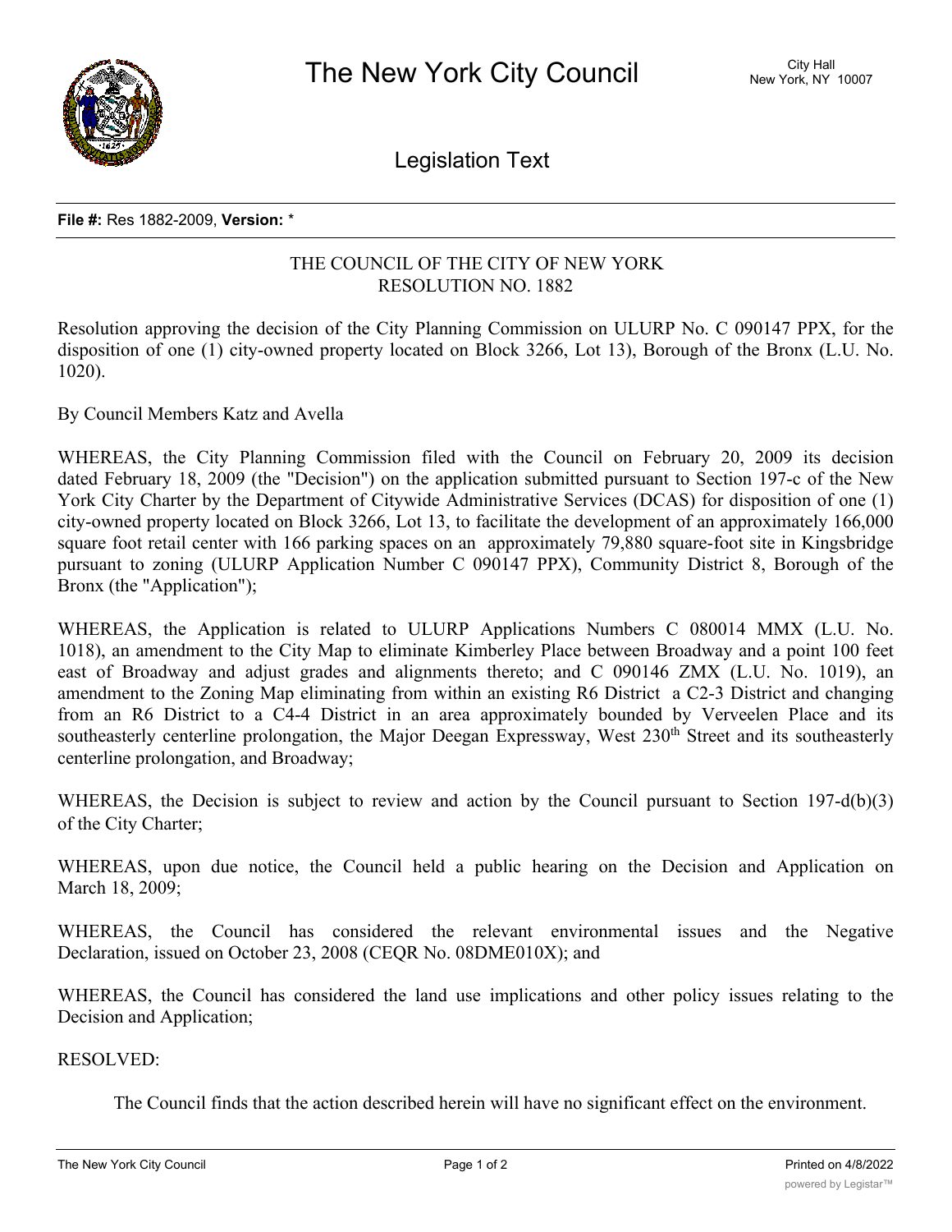# The New York City Council

City Hall
New York, NY 10007

## Legislation Text

**File #:** Res 1882-2009, **Version:** *

THE COUNCIL OF THE CITY OF NEW YORK
RESOLUTION NO. 1882

Resolution approving the decision of the City Planning Commission on ULURP No. C 090147 PPX, for the disposition of one (1) city-owned property located on Block 3266, Lot 13), Borough of the Bronx (L.U. No. 1020).

By Council Members Katz and Avella

WHEREAS, the City Planning Commission filed with the Council on February 20, 2009 its decision dated February 18, 2009 (the "Decision") on the application submitted pursuant to Section 197-c of the New York City Charter by the Department of Citywide Administrative Services (DCAS) for disposition of one (1) city-owned property located on Block 3266, Lot 13, to facilitate the development of an approximately 166,000 square foot retail center with 166 parking spaces on an approximately 79,880 square-foot site in Kingsbridge pursuant to zoning (ULURP Application Number C 090147 PPX), Community District 8, Borough of the Bronx (the "Application");

WHEREAS, the Application is related to ULURP Applications Numbers C 080014 MMX (L.U. No. 1018), an amendment to the City Map to eliminate Kimberley Place between Broadway and a point 100 feet east of Broadway and adjust grades and alignments thereto; and C 090146 ZMX (L.U. No. 1019), an amendment to the Zoning Map eliminating from within an existing R6 District a C2-3 District and changing from an R6 District to a C4-4 District in an area approximately bounded by Verveelen Place and its southeasterly centerline prolongation, the Major Deegan Expressway, West 230th Street and its southeasterly centerline prolongation, and Broadway;

WHEREAS, the Decision is subject to review and action by the Council pursuant to Section 197-d(b)(3) of the City Charter;

WHEREAS, upon due notice, the Council held a public hearing on the Decision and Application on March 18, 2009;

WHEREAS, the Council has considered the relevant environmental issues and the Negative Declaration, issued on October 23, 2008 (CEQR No. 08DME010X); and

WHEREAS, the Council has considered the land use implications and other policy issues relating to the Decision and Application;

RESOLVED:

The Council finds that the action described herein will have no significant effect on the environment.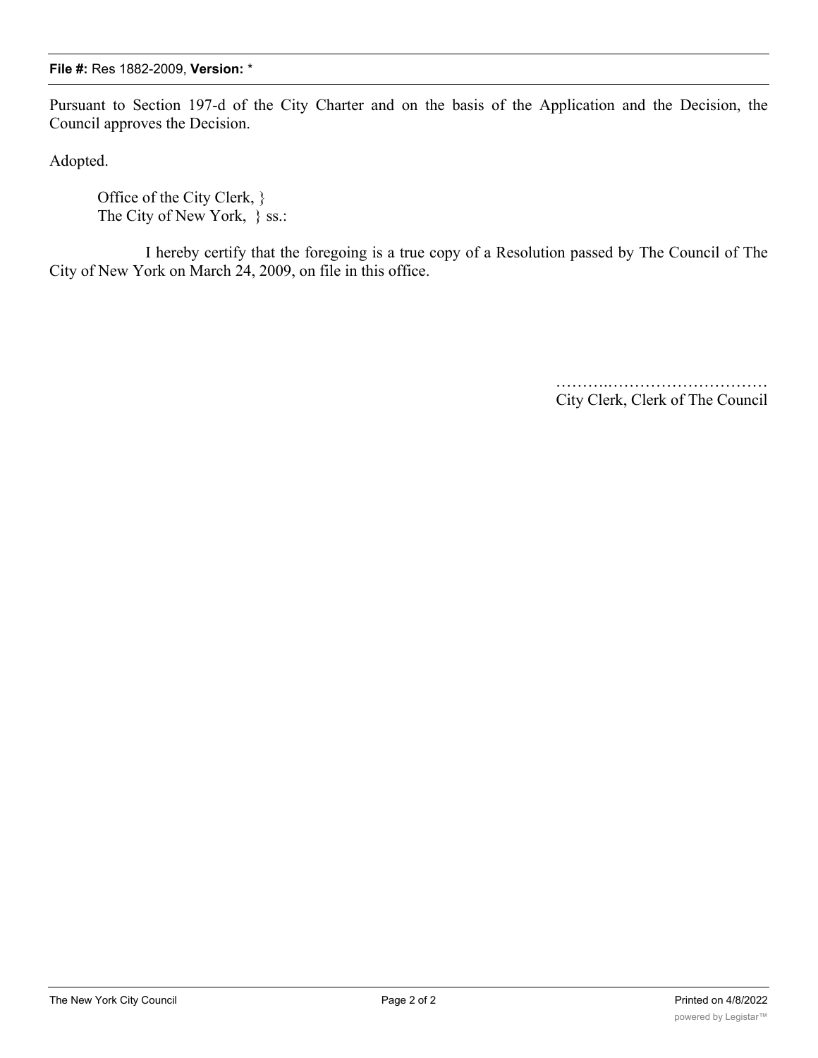Pursuant to Section 197-d of the City Charter and on the basis of the Application and the Decision, the Council approves the Decision.

Adopted.

Office of the City Clerk, }
The City of New York, } ss.:

I hereby certify that the foregoing is a true copy of a Resolution passed by The Council of The City of New York on March 24, 2009, on file in this office.

……….…………………………
City Clerk, Clerk of The Council